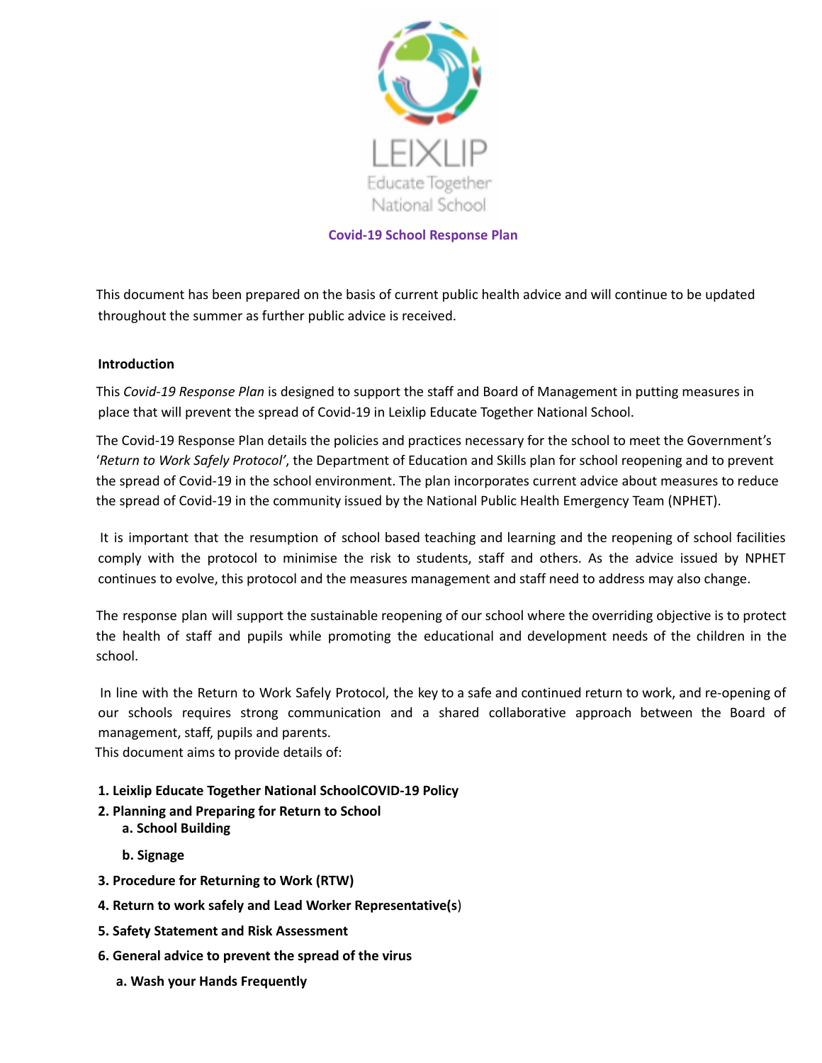LEIXLIP
Educate Together
National School

# Covid-19 School Response Plan

This document has been prepared on the basis of current public health advice and will continue to be updated throughout the summer as further public advice is received.

**Introduction**

This *Covid-19 Response Plan* is designed to support the staff and Board of Management in putting measures in place that will prevent the spread of Covid-19 in Leixlip Educate Together National School.

The Covid-19 Response Plan details the policies and practices necessary for the school to meet the Government's '*Return to Work Safely Protocol'*, the Department of Education and Skills plan for school reopening and to prevent the spread of Covid-19 in the school environment. The plan incorporates current advice about measures to reduce the spread of Covid-19 in the community issued by the National Public Health Emergency Team (NPHET).

It is important that the resumption of school based teaching and learning and the reopening of school facilities comply with the protocol to minimise the risk to students, staff and others. As the advice issued by NPHET continues to evolve, this protocol and the measures management and staff need to address may also change.

The response plan will support the sustainable reopening of our school where the overriding objective is to protect the health of staff and pupils while promoting the educational and development needs of the children in the school.

In line with the Return to Work Safely Protocol, the key to a safe and continued return to work, and re-opening of our schools requires strong communication and a shared collaborative approach between the Board of management, staff, pupils and parents.

This document aims to provide details of:

1. **Leixlip Educate Together National SchoolCOVID-19 Policy**
2. **Planning and Preparing for Return to School**
   a. **School Building**
   b. **Signage**
3. **Procedure for Returning to Work (RTW)**
4. **Return to work safely and Lead Worker Representative(s)**
5. **Safety Statement and Risk Assessment**
6. **General advice to prevent the spread of the virus**
   a. **Wash your Hands Frequently**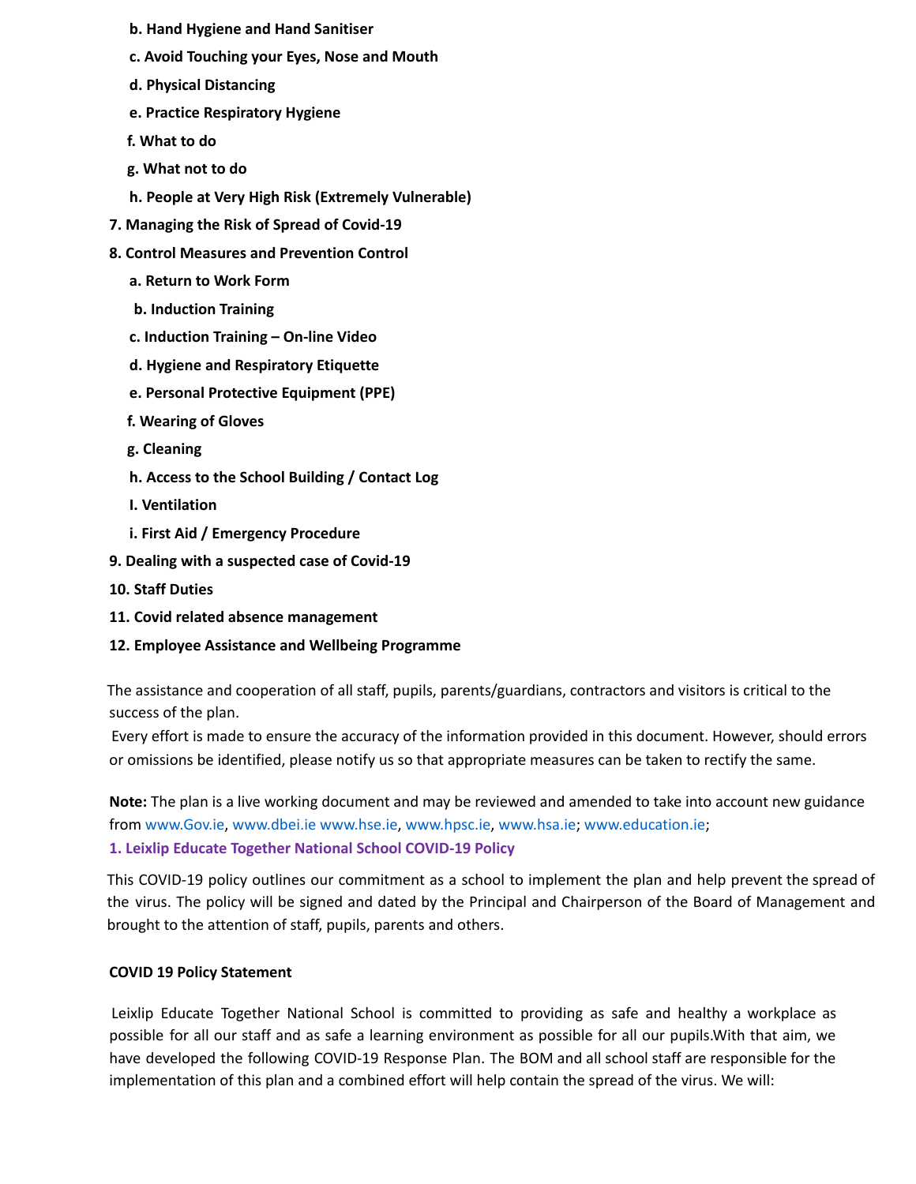**b. Hand Hygiene and Hand Sanitiser**

**c. Avoid Touching your Eyes, Nose and Mouth**

**d. Physical Distancing**

**e. Practice Respiratory Hygiene**

**f. What to do**

**g. What not to do**

**h. People at Very High Risk (Extremely Vulnerable)**

**7. Managing the Risk of Spread of Covid-19**

**8. Control Measures and Prevention Control**

**a. Return to Work Form**

**b. Induction Training**

**c. Induction Training – On-line Video**

**d. Hygiene and Respiratory Etiquette**

**e. Personal Protective Equipment (PPE)**

**f. Wearing of Gloves**

**g. Cleaning**

**h. Access to the School Building / Contact Log**

**I. Ventilation**

**i. First Aid / Emergency Procedure**

**9. Dealing with a suspected case of Covid-19**

**10. Staff Duties**

**11. Covid related absence management**

**12. Employee Assistance and Wellbeing Programme**

The assistance and cooperation of all staff, pupils, parents/guardians, contractors and visitors is critical to the success of the plan.

Every effort is made to ensure the accuracy of the information provided in this document. However, should errors or omissions be identified, please notify us so that appropriate measures can be taken to rectify the same.

**Note:** The plan is a live working document and may be reviewed and amended to take into account new guidance from www.Gov.ie, www.dbei.ie www.hse.ie, www.hpsc.ie, www.hsa.ie; www.education.ie;

## 1. Leixlip Educate Together National School COVID-19 Policy

This COVID-19 policy outlines our commitment as a school to implement the plan and help prevent the spread of the virus. The policy will be signed and dated by the Principal and Chairperson of the Board of Management and brought to the attention of staff, pupils, parents and others.

**COVID 19 Policy Statement**

Leixlip Educate Together National School is committed to providing as safe and healthy a workplace as possible for all our staff and as safe a learning environment as possible for all our pupils.With that aim, we have developed the following COVID-19 Response Plan. The BOM and all school staff are responsible for the implementation of this plan and a combined effort will help contain the spread of the virus. We will: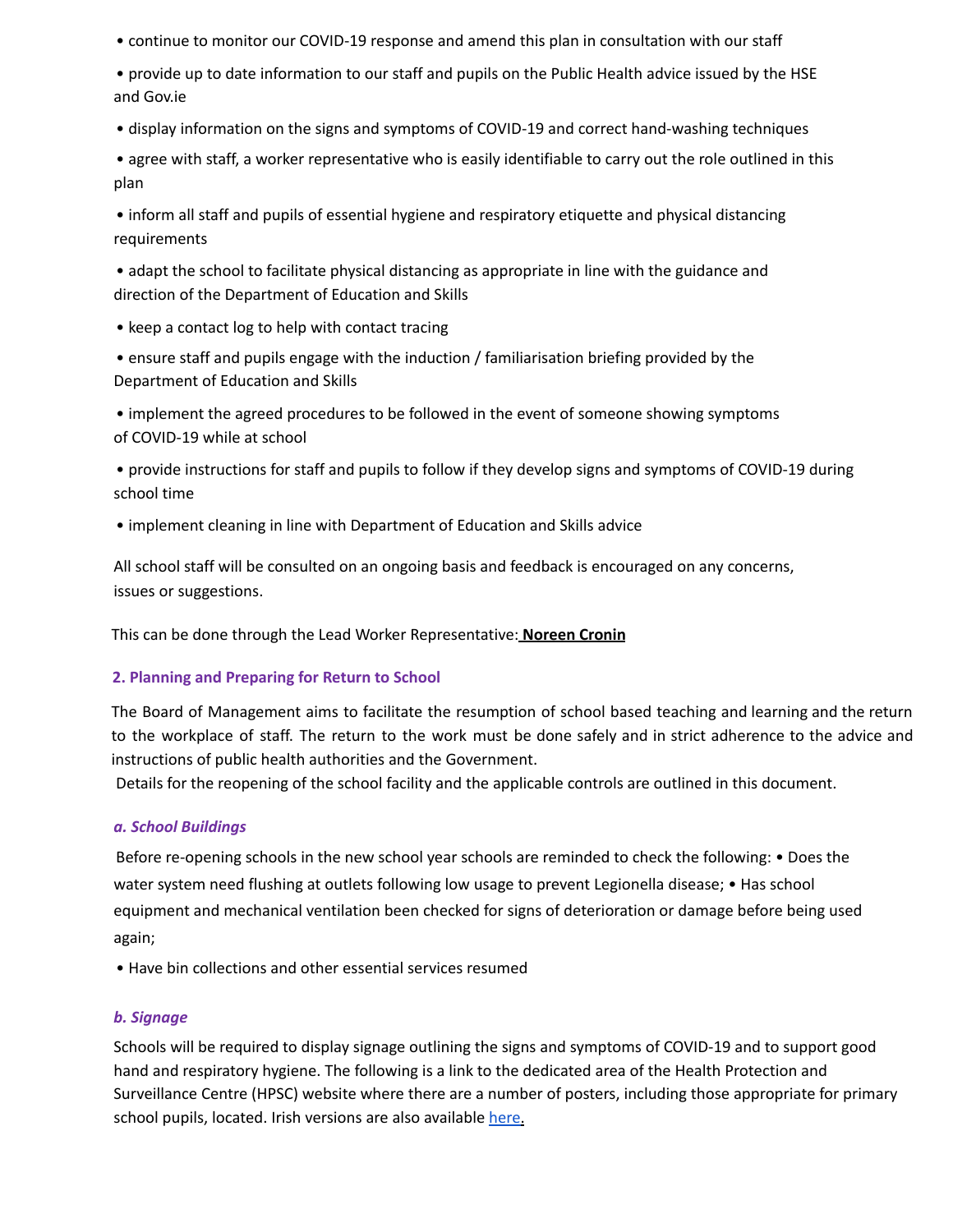- continue to monitor our COVID-19 response and amend this plan in consultation with our staff
- provide up to date information to our staff and pupils on the Public Health advice issued by the HSE and Gov.ie
- display information on the signs and symptoms of COVID-19 and correct hand-washing techniques
- agree with staff, a worker representative who is easily identifiable to carry out the role outlined in this plan
- inform all staff and pupils of essential hygiene and respiratory etiquette and physical distancing requirements
- adapt the school to facilitate physical distancing as appropriate in line with the guidance and direction of the Department of Education and Skills
- keep a contact log to help with contact tracing
- ensure staff and pupils engage with the induction / familiarisation briefing provided by the Department of Education and Skills
- implement the agreed procedures to be followed in the event of someone showing symptoms of COVID-19 while at school
- provide instructions for staff and pupils to follow if they develop signs and symptoms of COVID-19 during school time
- implement cleaning in line with Department of Education and Skills advice

All school staff will be consulted on an ongoing basis and feedback is encouraged on any concerns, issues or suggestions.

This can be done through the Lead Worker Representative: **Noreen Cronin**

## 2. Planning and Preparing for Return to School

The Board of Management aims to facilitate the resumption of school based teaching and learning and the return to the workplace of staff. The return to the work must be done safely and in strict adherence to the advice and instructions of public health authorities and the Government.

Details for the reopening of the school facility and the applicable controls are outlined in this document.

### *a. School Buildings*

Before re-opening schools in the new school year schools are reminded to check the following: • Does the water system need flushing at outlets following low usage to prevent Legionella disease; • Has school equipment and mechanical ventilation been checked for signs of deterioration or damage before being used again;

- Have bin collections and other essential services resumed

### *b. Signage*

Schools will be required to display signage outlining the signs and symptoms of COVID-19 and to support good hand and respiratory hygiene. The following is a link to the dedicated area of the Health Protection and Surveillance Centre (HPSC) website where there are a number of posters, including those appropriate for primary school pupils, located. Irish versions are also available here.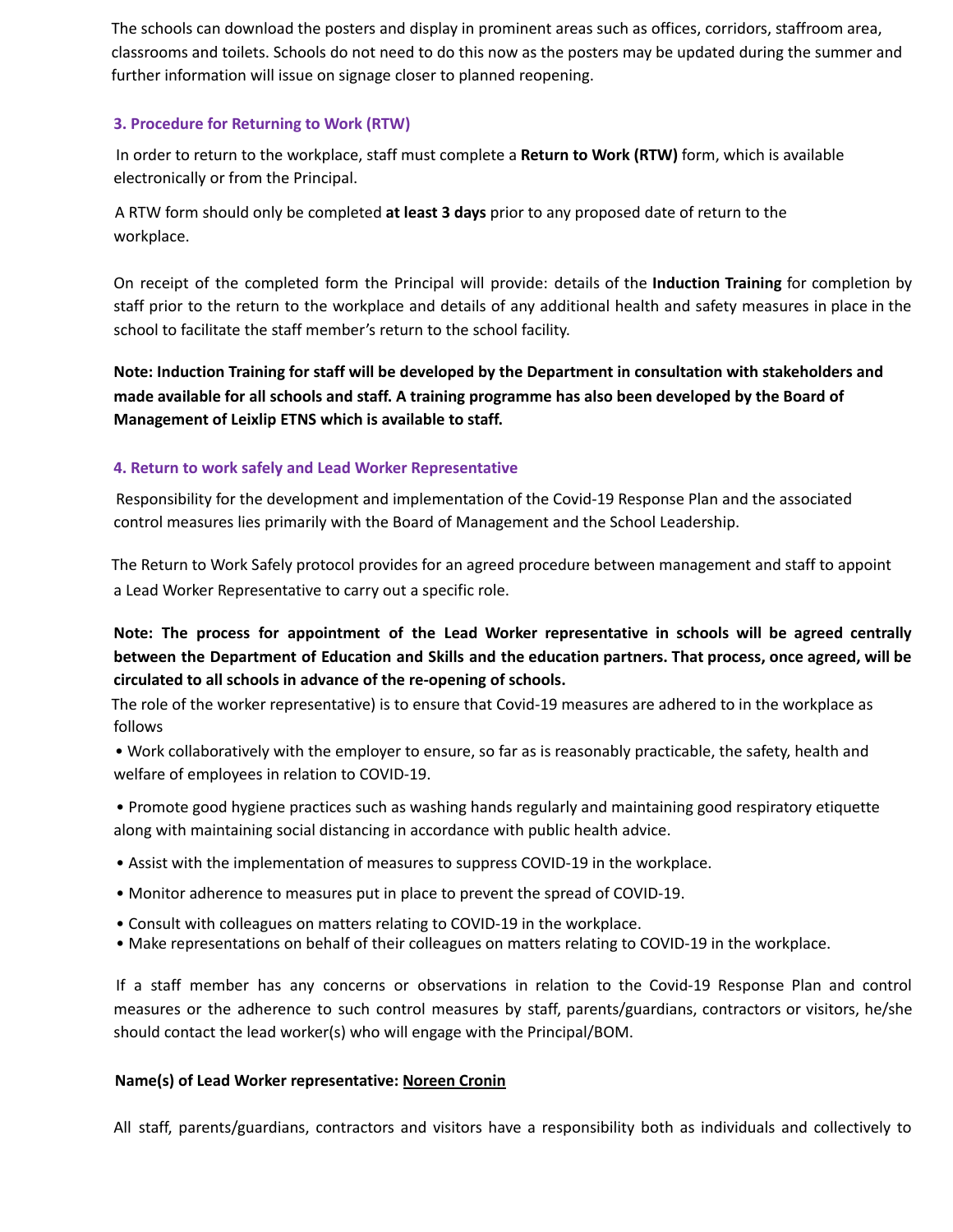The schools can download the posters and display in prominent areas such as offices, corridors, staffroom area, classrooms and toilets. Schools do not need to do this now as the posters may be updated during the summer and further information will issue on signage closer to planned reopening.

### 3. Procedure for Returning to Work (RTW)

In order to return to the workplace, staff must complete a **Return to Work (RTW)** form, which is available electronically or from the Principal.

A RTW form should only be completed **at least 3 days** prior to any proposed date of return to the workplace.

On receipt of the completed form the Principal will provide: details of the **Induction Training** for completion by staff prior to the return to the workplace and details of any additional health and safety measures in place in the school to facilitate the staff member's return to the school facility.

**Note: Induction Training for staff will be developed by the Department in consultation with stakeholders and made available for all schools and staff. A training programme has also been developed by the Board of Management of Leixlip ETNS which is available to staff.**

### 4. Return to work safely and Lead Worker Representative

Responsibility for the development and implementation of the Covid-19 Response Plan and the associated control measures lies primarily with the Board of Management and the School Leadership.

The Return to Work Safely protocol provides for an agreed procedure between management and staff to appoint a Lead Worker Representative to carry out a specific role.

**Note: The process for appointment of the Lead Worker representative in schools will be agreed centrally between the Department of Education and Skills and the education partners. That process, once agreed, will be circulated to all schools in advance of the re-opening of schools.**

The role of the worker representative) is to ensure that Covid-19 measures are adhered to in the workplace as follows

- Work collaboratively with the employer to ensure, so far as is reasonably practicable, the safety, health and welfare of employees in relation to COVID-19.
- Promote good hygiene practices such as washing hands regularly and maintaining good respiratory etiquette along with maintaining social distancing in accordance with public health advice.
- Assist with the implementation of measures to suppress COVID-19 in the workplace.
- Monitor adherence to measures put in place to prevent the spread of COVID-19.
- Consult with colleagues on matters relating to COVID-19 in the workplace.
- Make representations on behalf of their colleagues on matters relating to COVID-19 in the workplace.

If a staff member has any concerns or observations in relation to the Covid-19 Response Plan and control measures or the adherence to such control measures by staff, parents/guardians, contractors or visitors, he/she should contact the lead worker(s) who will engage with the Principal/BOM.

**Name(s) of Lead Worker representative: <u>Noreen Cronin</u>**

All staff, parents/guardians, contractors and visitors have a responsibility both as individuals and collectively to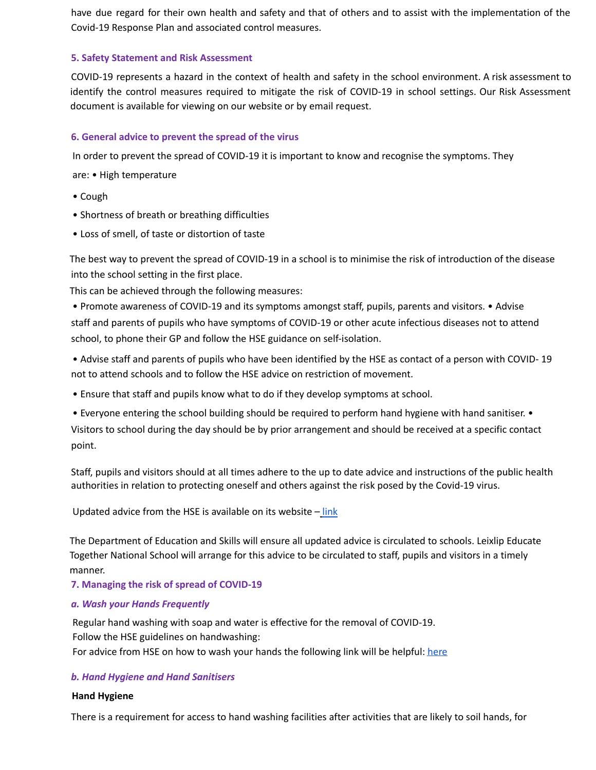have due regard for their own health and safety and that of others and to assist with the implementation of the Covid-19 Response Plan and associated control measures.

## 5. Safety Statement and Risk Assessment

COVID-19 represents a hazard in the context of health and safety in the school environment. A risk assessment to identify the control measures required to mitigate the risk of COVID-19 in school settings. Our Risk Assessment document is available for viewing on our website or by email request.

## 6. General advice to prevent the spread of the virus

In order to prevent the spread of COVID-19 it is important to know and recognise the symptoms. They are:

- High temperature
- Cough
- Shortness of breath or breathing difficulties
- Loss of smell, of taste or distortion of taste

The best way to prevent the spread of COVID-19 in a school is to minimise the risk of introduction of the disease into the school setting in the first place.

This can be achieved through the following measures:

- Promote awareness of COVID-19 and its symptoms amongst staff, pupils, parents and visitors.
- Advise staff and parents of pupils who have symptoms of COVID-19 or other acute infectious diseases not to attend school, to phone their GP and follow the HSE guidance on self-isolation.
- Advise staff and parents of pupils who have been identified by the HSE as contact of a person with COVID- 19 not to attend schools and to follow the HSE advice on restriction of movement.
- Ensure that staff and pupils know what to do if they develop symptoms at school.
- Everyone entering the school building should be required to perform hand hygiene with hand sanitiser.
- Visitors to school during the day should be by prior arrangement and should be received at a specific contact point.

Staff, pupils and visitors should at all times adhere to the up to date advice and instructions of the public health authorities in relation to protecting oneself and others against the risk posed by the Covid-19 virus.

Updated advice from the HSE is available on its website – link

The Department of Education and Skills will ensure all updated advice is circulated to schools. Leixlip Educate Together National School will arrange for this advice to be circulated to staff, pupils and visitors in a timely manner.

## 7. Managing the risk of spread of COVID-19

### *a. Wash your Hands Frequently*

Regular hand washing with soap and water is effective for the removal of COVID-19.
Follow the HSE guidelines on handwashing:
For advice from HSE on how to wash your hands the following link will be helpful: here

### *b. Hand Hygiene and Hand Sanitisers*

**Hand Hygiene**

There is a requirement for access to hand washing facilities after activities that are likely to soil hands, for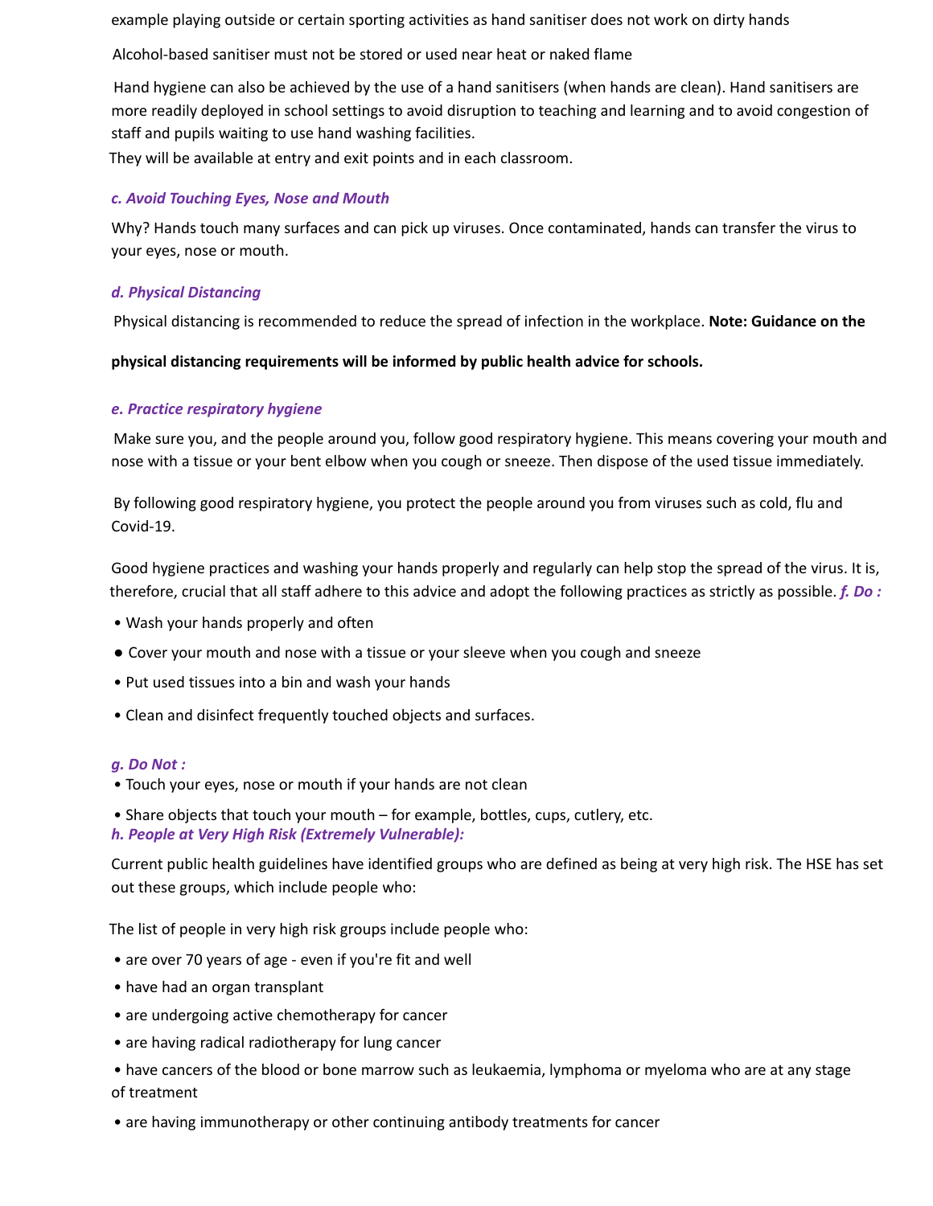example playing outside or certain sporting activities as hand sanitiser does not work on dirty hands

Alcohol-based sanitiser must not be stored or used near heat or naked flame

Hand hygiene can also be achieved by the use of a hand sanitisers (when hands are clean). Hand sanitisers are more readily deployed in school settings to avoid disruption to teaching and learning and to avoid congestion of staff and pupils waiting to use hand washing facilities.

They will be available at entry and exit points and in each classroom.

### *c. Avoid Touching Eyes, Nose and Mouth*

Why? Hands touch many surfaces and can pick up viruses. Once contaminated, hands can transfer the virus to your eyes, nose or mouth.

### *d. Physical Distancing*

Physical distancing is recommended to reduce the spread of infection in the workplace. **Note: Guidance on the physical distancing requirements will be informed by public health advice for schools.**

### *e. Practice respiratory hygiene*

Make sure you, and the people around you, follow good respiratory hygiene. This means covering your mouth and nose with a tissue or your bent elbow when you cough or sneeze. Then dispose of the used tissue immediately.

By following good respiratory hygiene, you protect the people around you from viruses such as cold, flu and Covid-19.

Good hygiene practices and washing your hands properly and regularly can help stop the spread of the virus. It is, therefore, crucial that all staff adhere to this advice and adopt the following practices as strictly as possible.

### *f. Do :*

- Wash your hands properly and often
- Cover your mouth and nose with a tissue or your sleeve when you cough and sneeze
- Put used tissues into a bin and wash your hands
- Clean and disinfect frequently touched objects and surfaces.

### *g. Do Not :*

- Touch your eyes, nose or mouth if your hands are not clean
- Share objects that touch your mouth – for example, bottles, cups, cutlery, etc.

### *h. People at Very High Risk (Extremely Vulnerable):*

Current public health guidelines have identified groups who are defined as being at very high risk. The HSE has set out these groups, which include people who:

The list of people in very high risk groups include people who:

- are over 70 years of age - even if you're fit and well
- have had an organ transplant
- are undergoing active chemotherapy for cancer
- are having radical radiotherapy for lung cancer
- have cancers of the blood or bone marrow such as leukaemia, lymphoma or myeloma who are at any stage of treatment
- are having immunotherapy or other continuing antibody treatments for cancer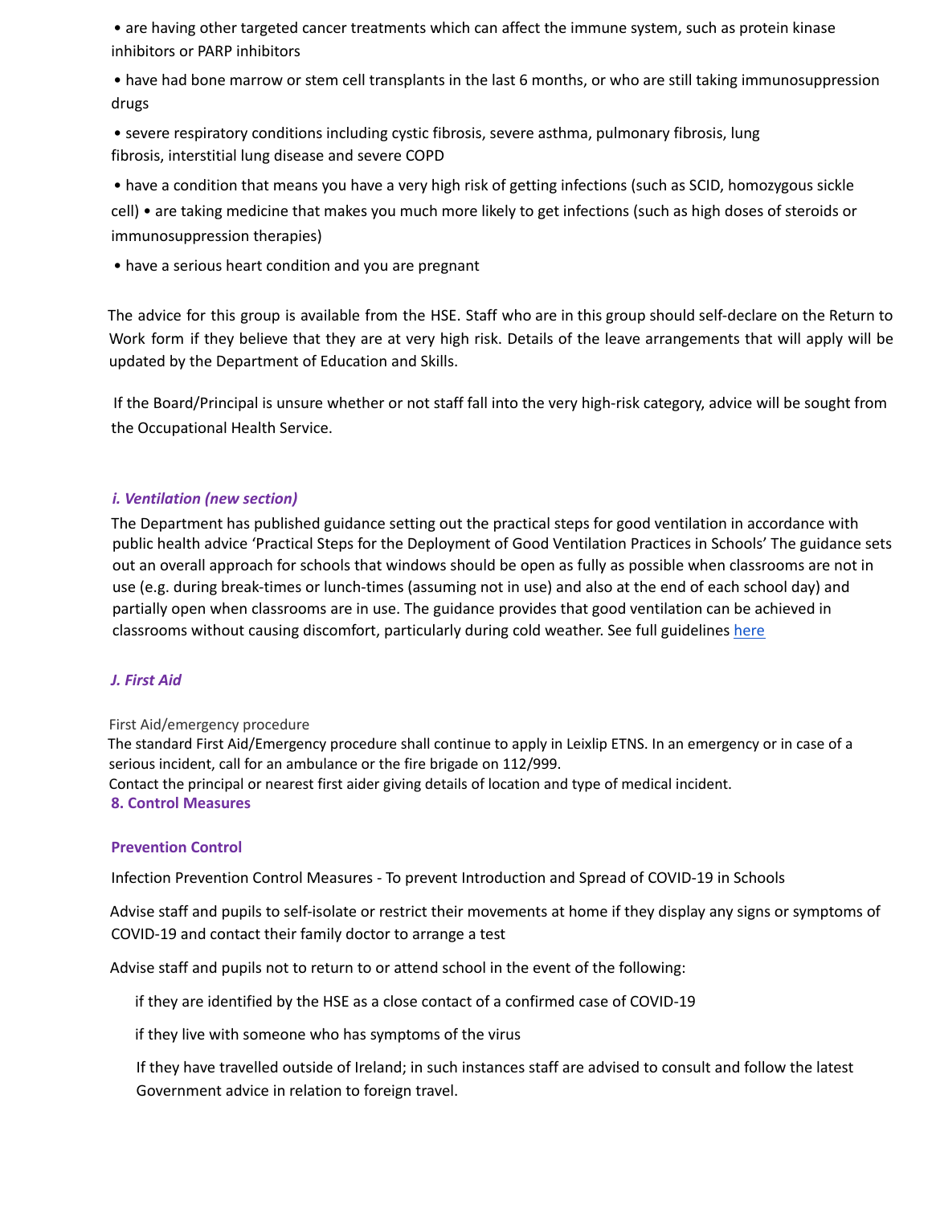- are having other targeted cancer treatments which can affect the immune system, such as protein kinase inhibitors or PARP inhibitors
- have had bone marrow or stem cell transplants in the last 6 months, or who are still taking immunosuppression drugs
- severe respiratory conditions including cystic fibrosis, severe asthma, pulmonary fibrosis, lung fibrosis, interstitial lung disease and severe COPD
- have a condition that means you have a very high risk of getting infections (such as SCID, homozygous sickle cell) • are taking medicine that makes you much more likely to get infections (such as high doses of steroids or immunosuppression therapies)
- have a serious heart condition and you are pregnant

The advice for this group is available from the HSE. Staff who are in this group should self-declare on the Return to Work form if they believe that they are at very high risk. Details of the leave arrangements that will apply will be updated by the Department of Education and Skills.

If the Board/Principal is unsure whether or not staff fall into the very high-risk category, advice will be sought from the Occupational Health Service.

### *i. Ventilation (new section)*

The Department has published guidance setting out the practical steps for good ventilation in accordance with public health advice 'Practical Steps for the Deployment of Good Ventilation Practices in Schools' The guidance sets out an overall approach for schools that windows should be open as fully as possible when classrooms are not in use (e.g. during break-times or lunch-times (assuming not in use) and also at the end of each school day) and partially open when classrooms are in use. The guidance provides that good ventilation can be achieved in classrooms without causing discomfort, particularly during cold weather. See full guidelines here

### *J. First Aid*

First Aid/emergency procedure

The standard First Aid/Emergency procedure shall continue to apply in Leixlip ETNS. In an emergency or in case of a serious incident, call for an ambulance or the fire brigade on 112/999.

Contact the principal or nearest first aider giving details of location and type of medical incident.

## 8. Control Measures

### Prevention Control

Infection Prevention Control Measures - To prevent Introduction and Spread of COVID-19 in Schools

Advise staff and pupils to self-isolate or restrict their movements at home if they display any signs or symptoms of COVID-19 and contact their family doctor to arrange a test

Advise staff and pupils not to return to or attend school in the event of the following:

- if they are identified by the HSE as a close contact of a confirmed case of COVID-19
- if they live with someone who has symptoms of the virus
- If they have travelled outside of Ireland; in such instances staff are advised to consult and follow the latest Government advice in relation to foreign travel.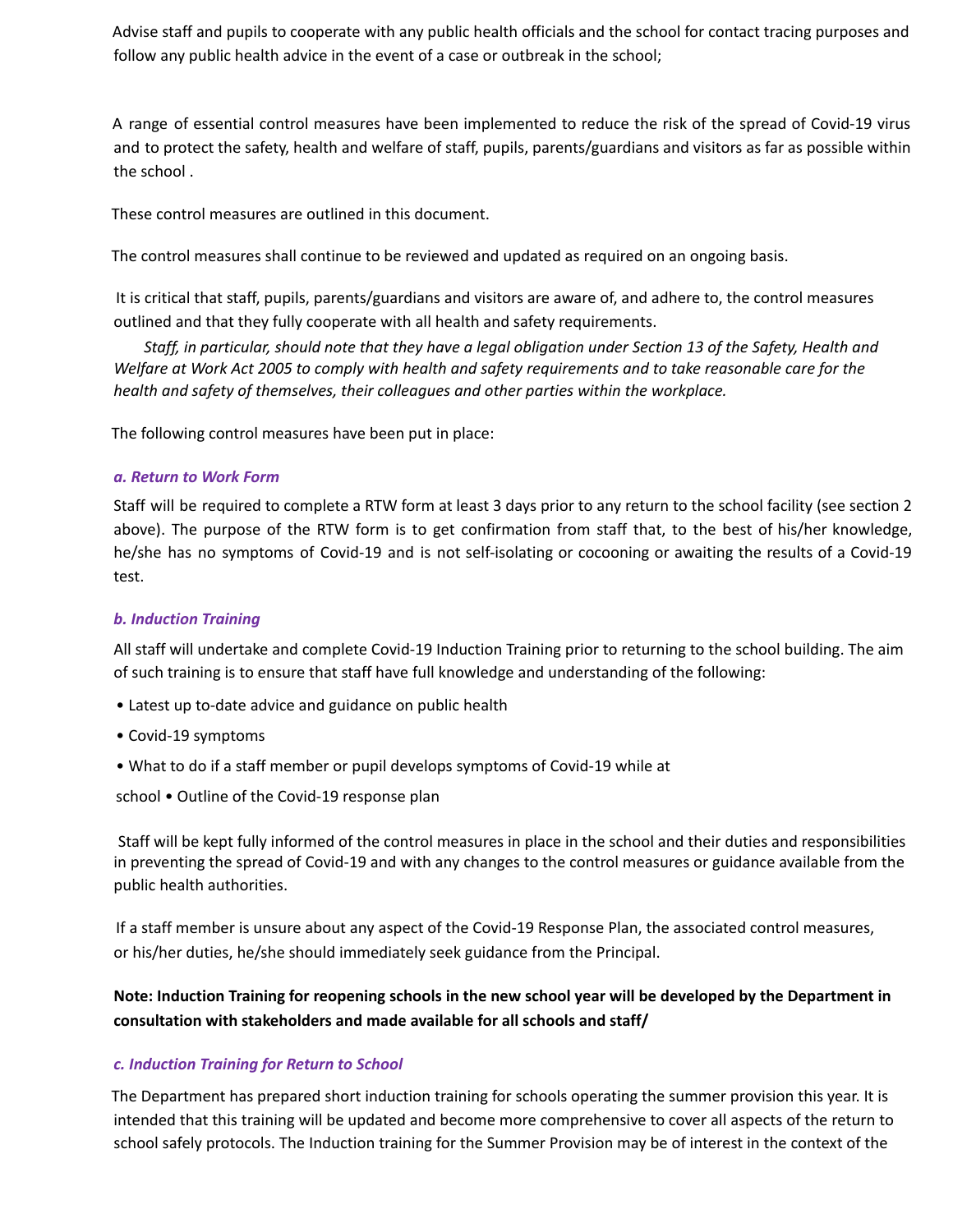Advise staff and pupils to cooperate with any public health officials and the school for contact tracing purposes and follow any public health advice in the event of a case or outbreak in the school;

A range of essential control measures have been implemented to reduce the risk of the spread of Covid-19 virus and to protect the safety, health and welfare of staff, pupils, parents/guardians and visitors as far as possible within the school .

These control measures are outlined in this document.

The control measures shall continue to be reviewed and updated as required on an ongoing basis.

It is critical that staff, pupils, parents/guardians and visitors are aware of, and adhere to, the control measures outlined and that they fully cooperate with all health and safety requirements.

*Staff, in particular, should note that they have a legal obligation under Section 13 of the Safety, Health and Welfare at Work Act 2005 to comply with health and safety requirements and to take reasonable care for the health and safety of themselves, their colleagues and other parties within the workplace.*

The following control measures have been put in place:

### *a. Return to Work Form*

Staff will be required to complete a RTW form at least 3 days prior to any return to the school facility (see section 2 above). The purpose of the RTW form is to get confirmation from staff that, to the best of his/her knowledge, he/she has no symptoms of Covid-19 and is not self-isolating or cocooning or awaiting the results of a Covid-19 test.

### *b. Induction Training*

All staff will undertake and complete Covid-19 Induction Training prior to returning to the school building. The aim of such training is to ensure that staff have full knowledge and understanding of the following:

- Latest up to-date advice and guidance on public health
- Covid-19 symptoms
- What to do if a staff member or pupil develops symptoms of Covid-19 while at school
- Outline of the Covid-19 response plan

Staff will be kept fully informed of the control measures in place in the school and their duties and responsibilities in preventing the spread of Covid-19 and with any changes to the control measures or guidance available from the public health authorities.

If a staff member is unsure about any aspect of the Covid-19 Response Plan, the associated control measures, or his/her duties, he/she should immediately seek guidance from the Principal.

**Note: Induction Training for reopening schools in the new school year will be developed by the Department in consultation with stakeholders and made available for all schools and staff/**

### *c. Induction Training for Return to School*

The Department has prepared short induction training for schools operating the summer provision this year. It is intended that this training will be updated and become more comprehensive to cover all aspects of the return to school safely protocols. The Induction training for the Summer Provision may be of interest in the context of the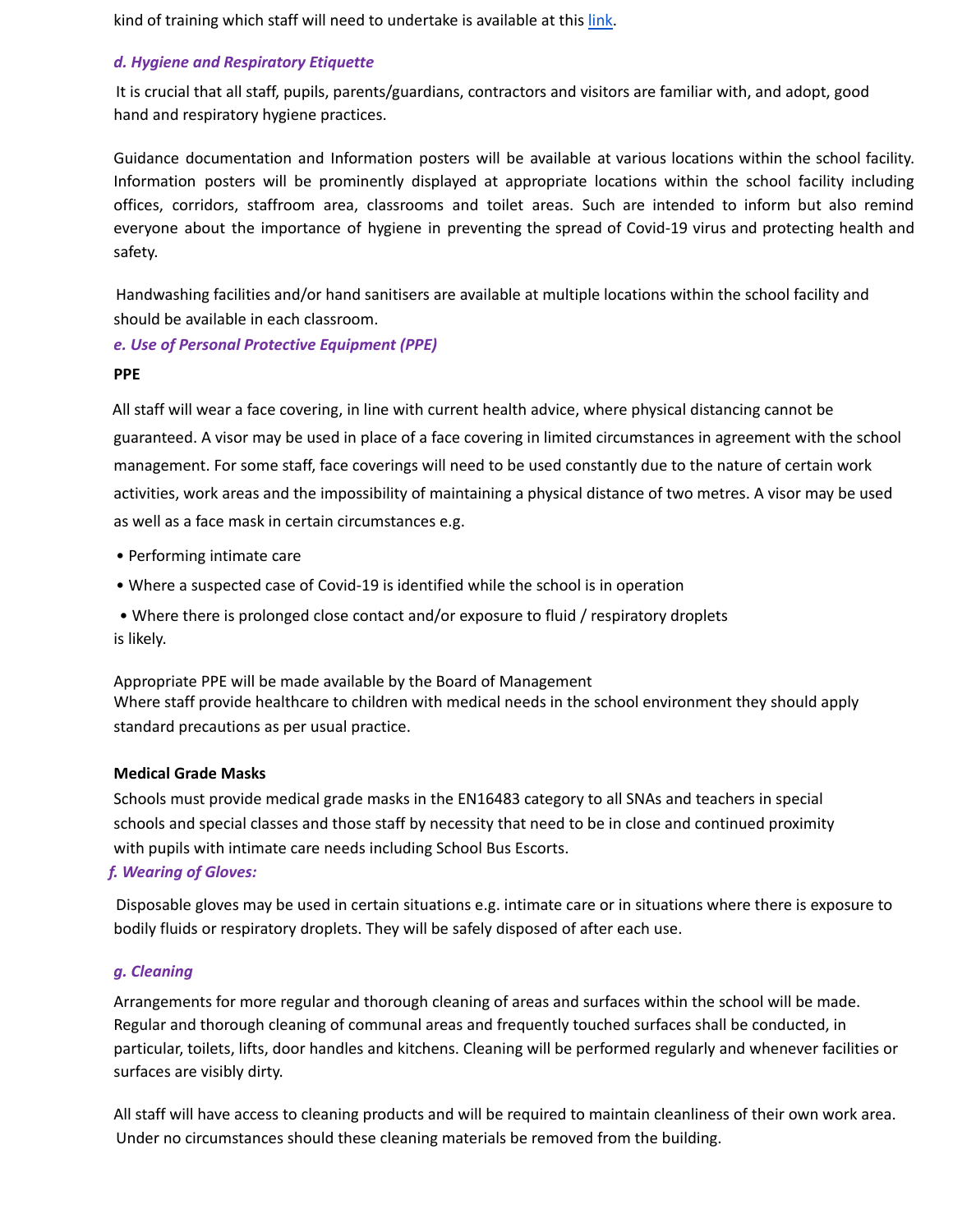kind of training which staff will need to undertake is available at this [link](link).

### *d. Hygiene and Respiratory Etiquette*

It is crucial that all staff, pupils, parents/guardians, contractors and visitors are familiar with, and adopt, good hand and respiratory hygiene practices.

Guidance documentation and Information posters will be available at various locations within the school facility. Information posters will be prominently displayed at appropriate locations within the school facility including offices, corridors, staffroom area, classrooms and toilet areas. Such are intended to inform but also remind everyone about the importance of hygiene in preventing the spread of Covid-19 virus and protecting health and safety.

Handwashing facilities and/or hand sanitisers are available at multiple locations within the school facility and should be available in each classroom.

### *e. Use of Personal Protective Equipment (PPE)*

**PPE**

All staff will wear a face covering, in line with current health advice, where physical distancing cannot be guaranteed. A visor may be used in place of a face covering in limited circumstances in agreement with the school management. For some staff, face coverings will need to be used constantly due to the nature of certain work activities, work areas and the impossibility of maintaining a physical distance of two metres. A visor may be used as well as a face mask in certain circumstances e.g.

- Performing intimate care
- Where a suspected case of Covid-19 is identified while the school is in operation
- Where there is prolonged close contact and/or exposure to fluid / respiratory droplets is likely.

Appropriate PPE will be made available by the Board of Management
Where staff provide healthcare to children with medical needs in the school environment they should apply standard precautions as per usual practice.

**Medical Grade Masks**

Schools must provide medical grade masks in the EN16483 category to all SNAs and teachers in special schools and special classes and those staff by necessity that need to be in close and continued proximity with pupils with intimate care needs including School Bus Escorts.

### *f. Wearing of Gloves:*

Disposable gloves may be used in certain situations e.g. intimate care or in situations where there is exposure to bodily fluids or respiratory droplets. They will be safely disposed of after each use.

### *g. Cleaning*

Arrangements for more regular and thorough cleaning of areas and surfaces within the school will be made. Regular and thorough cleaning of communal areas and frequently touched surfaces shall be conducted, in particular, toilets, lifts, door handles and kitchens. Cleaning will be performed regularly and whenever facilities or surfaces are visibly dirty.

All staff will have access to cleaning products and will be required to maintain cleanliness of their own work area. Under no circumstances should these cleaning materials be removed from the building.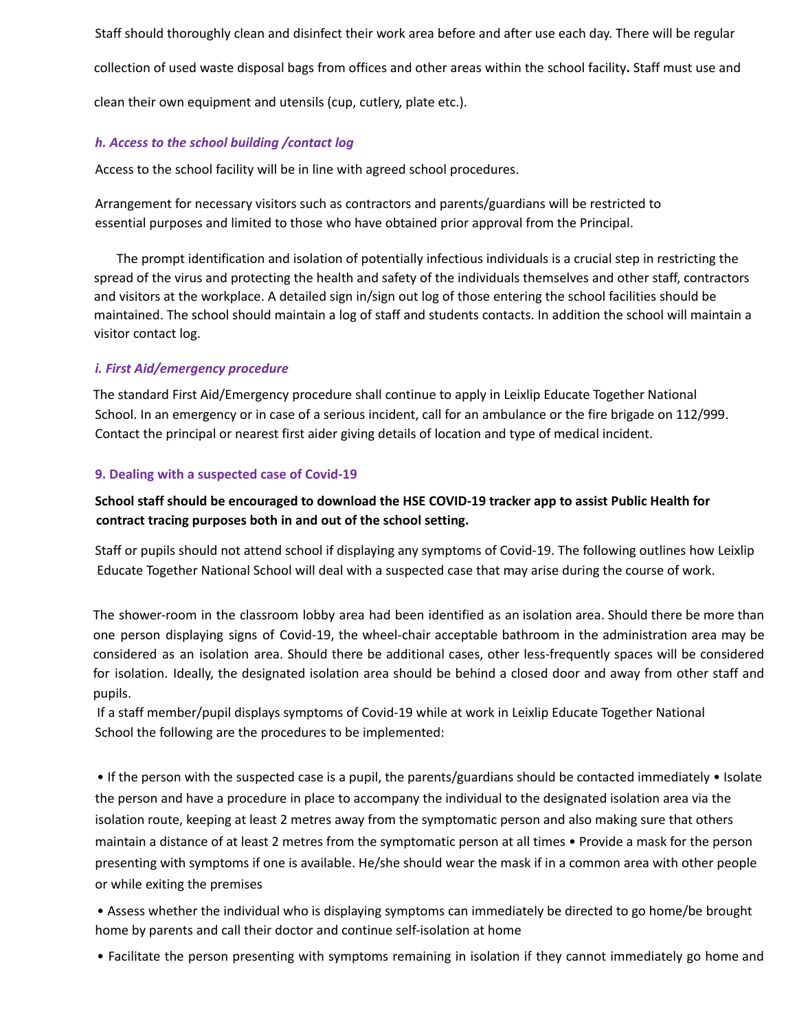Staff should thoroughly clean and disinfect their work area before and after use each day. There will be regular collection of used waste disposal bags from offices and other areas within the school facility**.** Staff must use and clean their own equipment and utensils (cup, cutlery, plate etc.).

### *h. Access to the school building /contact log*

Access to the school facility will be in line with agreed school procedures.

Arrangement for necessary visitors such as contractors and parents/guardians will be restricted to essential purposes and limited to those who have obtained prior approval from the Principal.

The prompt identification and isolation of potentially infectious individuals is a crucial step in restricting the spread of the virus and protecting the health and safety of the individuals themselves and other staff, contractors and visitors at the workplace. A detailed sign in/sign out log of those entering the school facilities should be maintained. The school should maintain a log of staff and students contacts. In addition the school will maintain a visitor contact log.

### *i. First Aid/emergency procedure*

The standard First Aid/Emergency procedure shall continue to apply in Leixlip Educate Together National School. In an emergency or in case of a serious incident, call for an ambulance or the fire brigade on 112/999. Contact the principal or nearest first aider giving details of location and type of medical incident.

## 9. Dealing with a suspected case of Covid-19

**School staff should be encouraged to download the HSE COVID-19 tracker app to assist Public Health for contract tracing purposes both in and out of the school setting.**

Staff or pupils should not attend school if displaying any symptoms of Covid-19. The following outlines how Leixlip Educate Together National School will deal with a suspected case that may arise during the course of work.

The shower-room in the classroom lobby area had been identified as an isolation area. Should there be more than one person displaying signs of Covid-19, the wheel-chair acceptable bathroom in the administration area may be considered as an isolation area. Should there be additional cases, other less-frequently spaces will be considered for isolation. Ideally, the designated isolation area should be behind a closed door and away from other staff and pupils.

If a staff member/pupil displays symptoms of Covid-19 while at work in Leixlip Educate Together National School the following are the procedures to be implemented:

• If the person with the suspected case is a pupil, the parents/guardians should be contacted immediately • Isolate the person and have a procedure in place to accompany the individual to the designated isolation area via the isolation route, keeping at least 2 metres away from the symptomatic person and also making sure that others maintain a distance of at least 2 metres from the symptomatic person at all times • Provide a mask for the person presenting with symptoms if one is available. He/she should wear the mask if in a common area with other people or while exiting the premises

• Assess whether the individual who is displaying symptoms can immediately be directed to go home/be brought home by parents and call their doctor and continue self-isolation at home

• Facilitate the person presenting with symptoms remaining in isolation if they cannot immediately go home and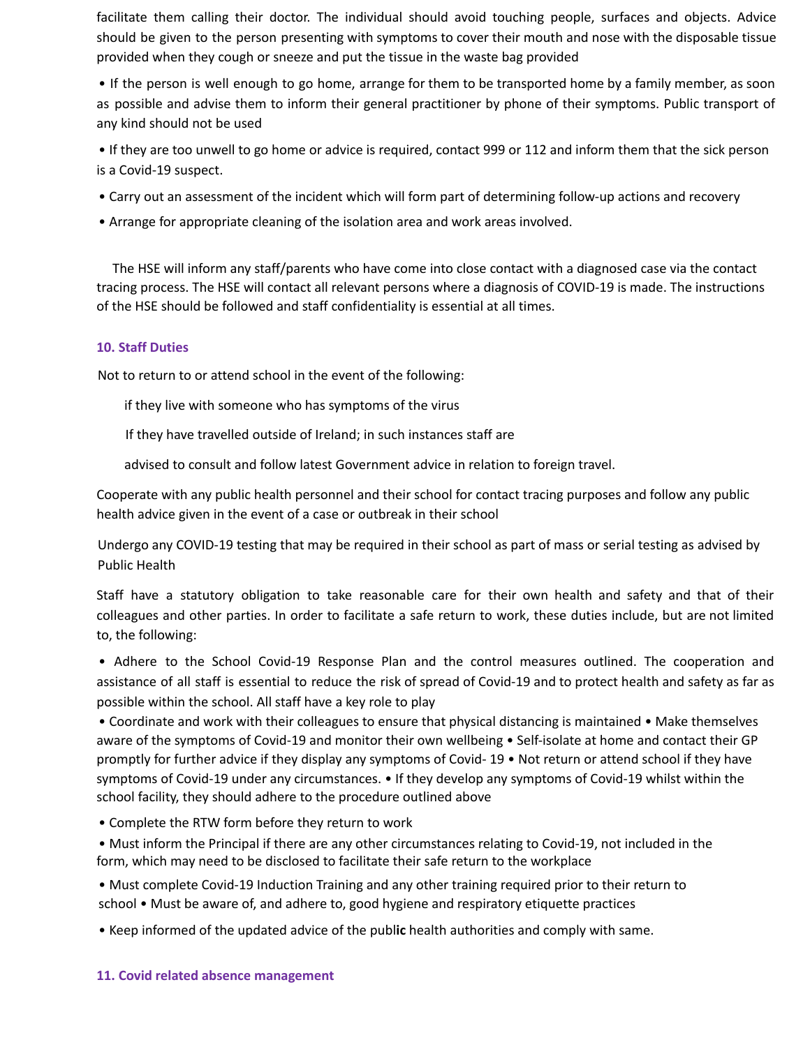facilitate them calling their doctor. The individual should avoid touching people, surfaces and objects. Advice should be given to the person presenting with symptoms to cover their mouth and nose with the disposable tissue provided when they cough or sneeze and put the tissue in the waste bag provided

• If the person is well enough to go home, arrange for them to be transported home by a family member, as soon as possible and advise them to inform their general practitioner by phone of their symptoms. Public transport of any kind should not be used

• If they are too unwell to go home or advice is required, contact 999 or 112 and inform them that the sick person is a Covid-19 suspect.

• Carry out an assessment of the incident which will form part of determining follow-up actions and recovery

• Arrange for appropriate cleaning of the isolation area and work areas involved.

The HSE will inform any staff/parents who have come into close contact with a diagnosed case via the contact tracing process. The HSE will contact all relevant persons where a diagnosis of COVID-19 is made. The instructions of the HSE should be followed and staff confidentiality is essential at all times.

## 10. Staff Duties

Not to return to or attend school in the event of the following:

if they live with someone who has symptoms of the virus

If they have travelled outside of Ireland; in such instances staff are

advised to consult and follow latest Government advice in relation to foreign travel.

Cooperate with any public health personnel and their school for contact tracing purposes and follow any public health advice given in the event of a case or outbreak in their school

Undergo any COVID-19 testing that may be required in their school as part of mass or serial testing as advised by Public Health

Staff have a statutory obligation to take reasonable care for their own health and safety and that of their colleagues and other parties. In order to facilitate a safe return to work, these duties include, but are not limited to, the following:

• Adhere to the School Covid-19 Response Plan and the control measures outlined. The cooperation and assistance of all staff is essential to reduce the risk of spread of Covid-19 and to protect health and safety as far as possible within the school. All staff have a key role to play

• Coordinate and work with their colleagues to ensure that physical distancing is maintained • Make themselves aware of the symptoms of Covid-19 and monitor their own wellbeing • Self-isolate at home and contact their GP promptly for further advice if they display any symptoms of Covid- 19 • Not return or attend school if they have symptoms of Covid-19 under any circumstances. • If they develop any symptoms of Covid-19 whilst within the school facility, they should adhere to the procedure outlined above

• Complete the RTW form before they return to work

• Must inform the Principal if there are any other circumstances relating to Covid-19, not included in the form, which may need to be disclosed to facilitate their safe return to the workplace

• Must complete Covid-19 Induction Training and any other training required prior to their return to school • Must be aware of, and adhere to, good hygiene and respiratory etiquette practices

• Keep informed of the updated advice of the public health authorities and comply with same.

## 11. Covid related absence management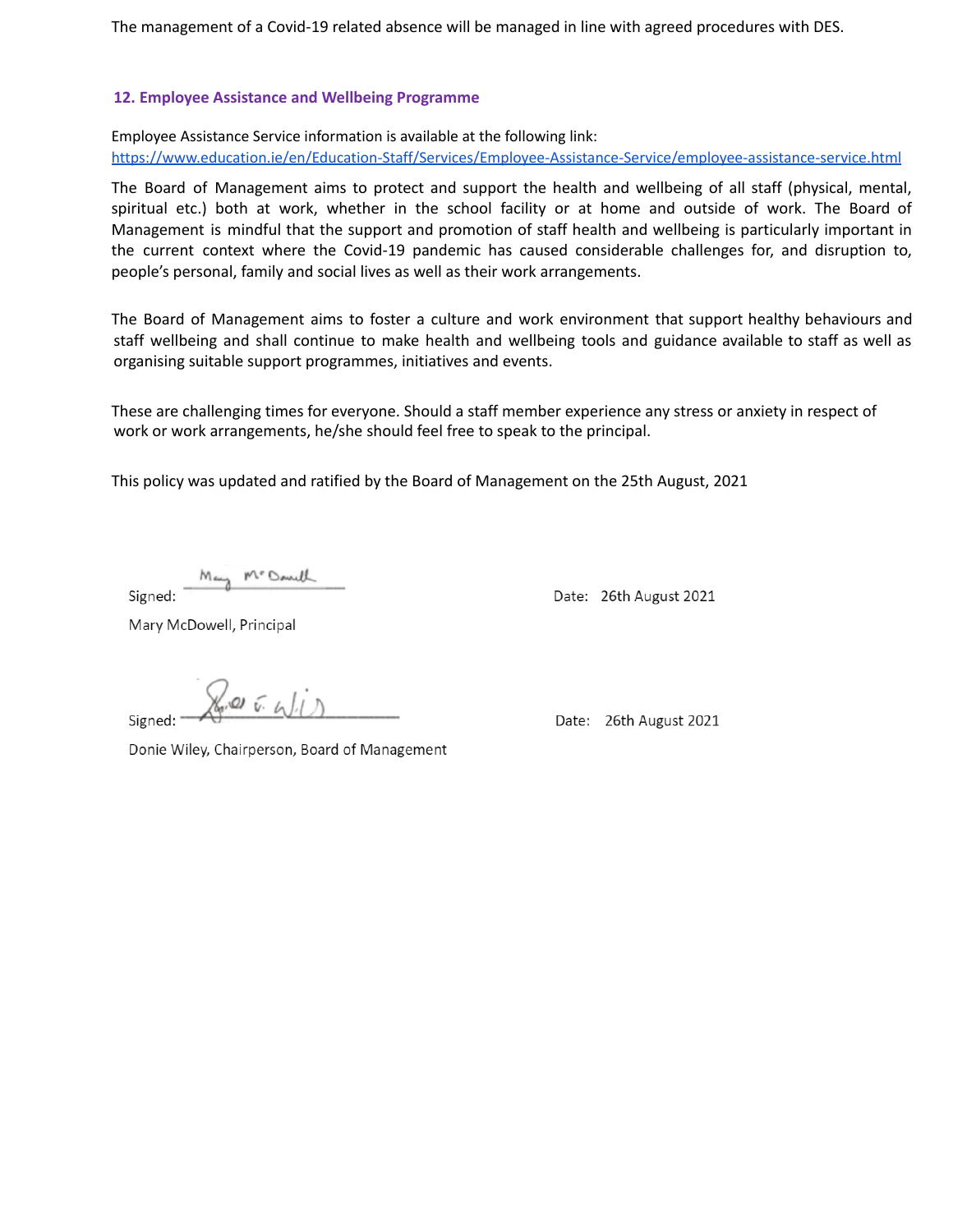The management of a Covid-19 related absence will be managed in line with agreed procedures with DES.

### 12. Employee Assistance and Wellbeing Programme

Employee Assistance Service information is available at the following link:
https://www.education.ie/en/Education-Staff/Services/Employee-Assistance-Service/employee-assistance-service.html

The Board of Management aims to protect and support the health and wellbeing of all staff (physical, mental, spiritual etc.) both at work, whether in the school facility or at home and outside of work. The Board of Management is mindful that the support and promotion of staff health and wellbeing is particularly important in the current context where the Covid-19 pandemic has caused considerable challenges for, and disruption to, people's personal, family and social lives as well as their work arrangements.

The Board of Management aims to foster a culture and work environment that support healthy behaviours and staff wellbeing and shall continue to make health and wellbeing tools and guidance available to staff as well as organising suitable support programmes, initiatives and events.

These are challenging times for everyone. Should a staff member experience any stress or anxiety in respect of work or work arrangements, he/she should feel free to speak to the principal.

This policy was updated and ratified by the Board of Management on the 25th August, 2021

Signed: Mary McDowell          Date: 26th August 2021

Mary McDowell, Principal

Signed: Donie Wiley          Date: 26th August 2021

Donie Wiley, Chairperson, Board of Management